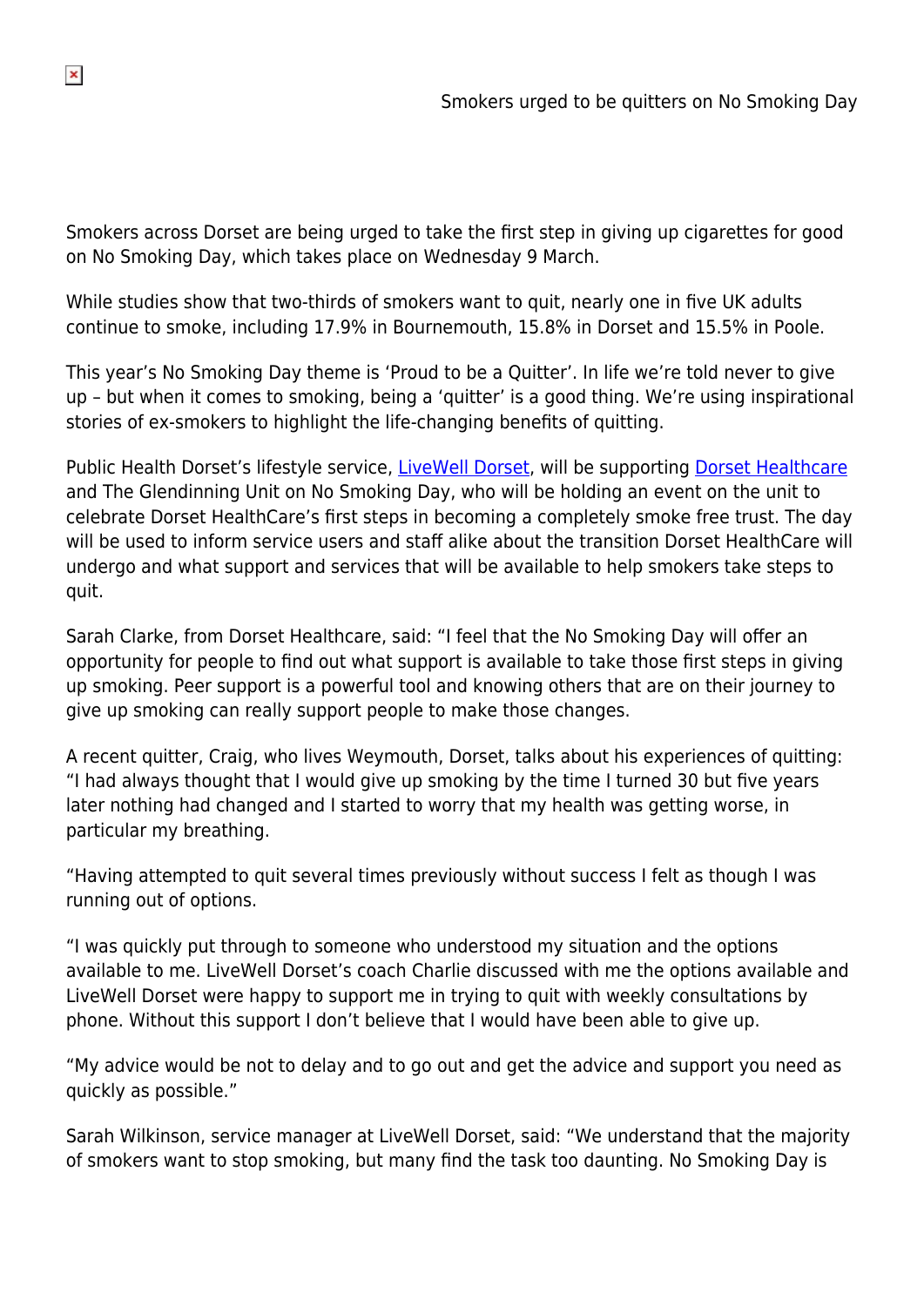# Smokers urged to be quitters on No Smoking Day

Smokers across Dorset are being urged to take the first step in giving up cigarettes for good on No Smoking Day, which takes place on Wednesday 9 March.

While studies show that two-thirds of smokers want to quit, nearly one in five UK adults continue to smoke, including 17.9% in Bournemouth, 15.8% in Dorset and 15.5% in Poole.

This year's No Smoking Day theme is 'Proud to be a Quitter'. In life we're told never to give up – but when it comes to smoking, being a 'quitter' is a good thing. We're using inspirational stories of ex-smokers to highlight the life-changing benefits of quitting.

Public Health Dorset's lifestyle service, [LiveWell Dorset](), will be supporting [Dorset Healthcare]() and The Glendinning Unit on No Smoking Day, who will be holding an event on the unit to celebrate Dorset HealthCare's first steps in becoming a completely smoke free trust. The day will be used to inform service users and staff alike about the transition Dorset HealthCare will undergo and what support and services that will be available to help smokers take steps to quit.

Sarah Clarke, from Dorset Healthcare, said: "I feel that the No Smoking Day will offer an opportunity for people to find out what support is available to take those first steps in giving up smoking. Peer support is a powerful tool and knowing others that are on their journey to give up smoking can really support people to make those changes.

A recent quitter, Craig, who lives Weymouth, Dorset, talks about his experiences of quitting: "I had always thought that I would give up smoking by the time I turned 30 but five years later nothing had changed and I started to worry that my health was getting worse, in particular my breathing.

"Having attempted to quit several times previously without success I felt as though I was running out of options.

"I was quickly put through to someone who understood my situation and the options available to me. LiveWell Dorset's coach Charlie discussed with me the options available and LiveWell Dorset were happy to support me in trying to quit with weekly consultations by phone. Without this support I don't believe that I would have been able to give up.

"My advice would be not to delay and to go out and get the advice and support you need as quickly as possible."

Sarah Wilkinson, service manager at LiveWell Dorset, said: "We understand that the majority of smokers want to stop smoking, but many find the task too daunting. No Smoking Day is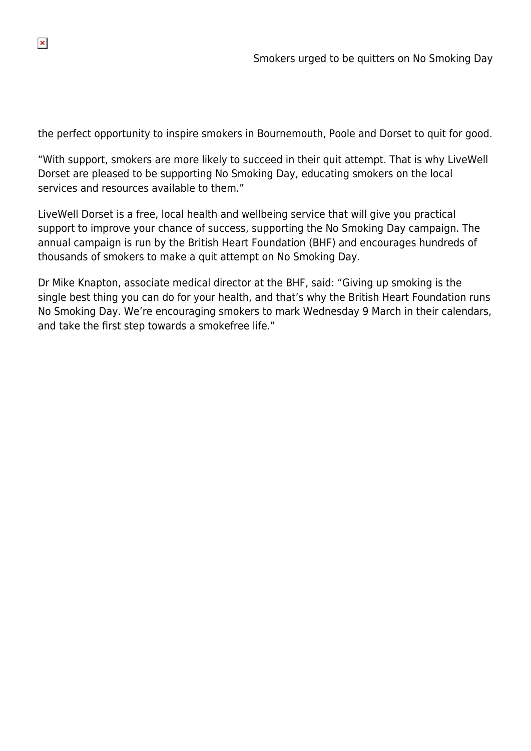the perfect opportunity to inspire smokers in Bournemouth, Poole and Dorset to quit for good.

“With support, smokers are more likely to succeed in their quit attempt. That is why LiveWell Dorset are pleased to be supporting No Smoking Day, educating smokers on the local services and resources available to them.”

LiveWell Dorset is a free, local health and wellbeing service that will give you practical support to improve your chance of success, supporting the No Smoking Day campaign. The annual campaign is run by the British Heart Foundation (BHF) and encourages hundreds of thousands of smokers to make a quit attempt on No Smoking Day.

Dr Mike Knapton, associate medical director at the BHF, said: “Giving up smoking is the single best thing you can do for your health, and that’s why the British Heart Foundation runs No Smoking Day. We’re encouraging smokers to mark Wednesday 9 March in their calendars, and take the first step towards a smokefree life.”